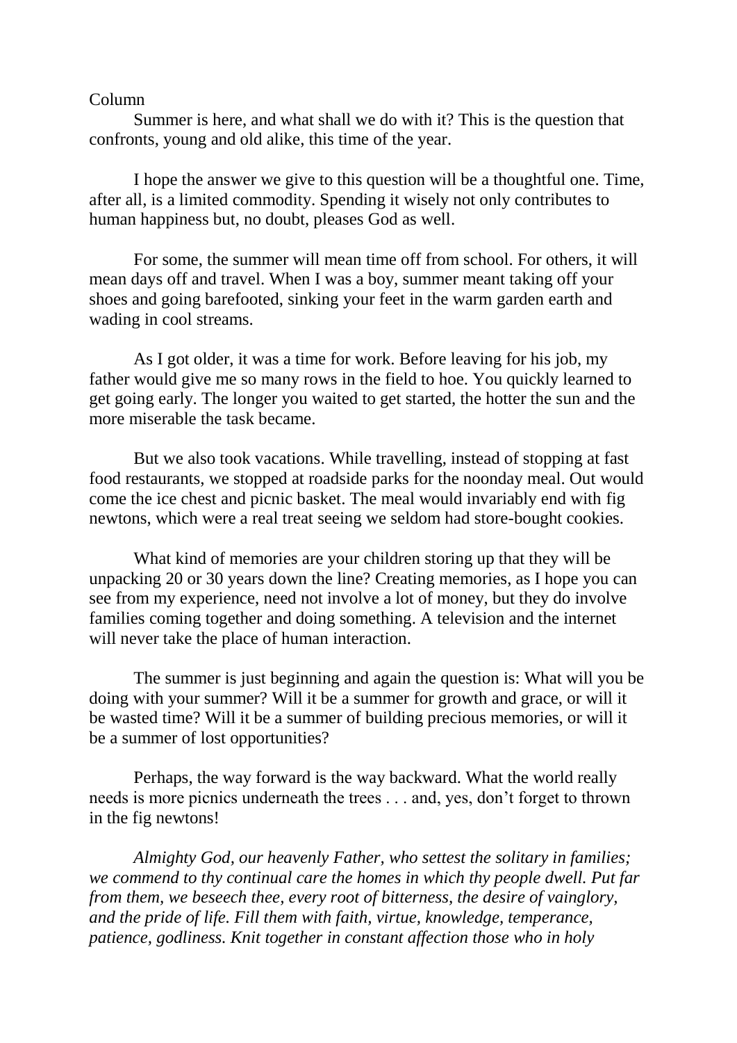Column

Summer is here, and what shall we do with it? This is the question that confronts, young and old alike, this time of the year.

I hope the answer we give to this question will be a thoughtful one. Time, after all, is a limited commodity. Spending it wisely not only contributes to human happiness but, no doubt, pleases God as well.

For some, the summer will mean time off from school. For others, it will mean days off and travel. When I was a boy, summer meant taking off your shoes and going barefooted, sinking your feet in the warm garden earth and wading in cool streams.

As I got older, it was a time for work. Before leaving for his job, my father would give me so many rows in the field to hoe. You quickly learned to get going early. The longer you waited to get started, the hotter the sun and the more miserable the task became.

But we also took vacations. While travelling, instead of stopping at fast food restaurants, we stopped at roadside parks for the noonday meal. Out would come the ice chest and picnic basket. The meal would invariably end with fig newtons, which were a real treat seeing we seldom had store-bought cookies.

What kind of memories are your children storing up that they will be unpacking 20 or 30 years down the line? Creating memories, as I hope you can see from my experience, need not involve a lot of money, but they do involve families coming together and doing something. A television and the internet will never take the place of human interaction.

The summer is just beginning and again the question is: What will you be doing with your summer? Will it be a summer for growth and grace, or will it be wasted time? Will it be a summer of building precious memories, or will it be a summer of lost opportunities?

Perhaps, the way forward is the way backward. What the world really needs is more picnics underneath the trees . . . and, yes, don't forget to thrown in the fig newtons!

*Almighty God, our heavenly Father, who settest the solitary in families; we commend to thy continual care the homes in which thy people dwell. Put far from them, we beseech thee, every root of bitterness, the desire of vainglory, and the pride of life. Fill them with faith, virtue, knowledge, temperance, patience, godliness. Knit together in constant affection those who in holy*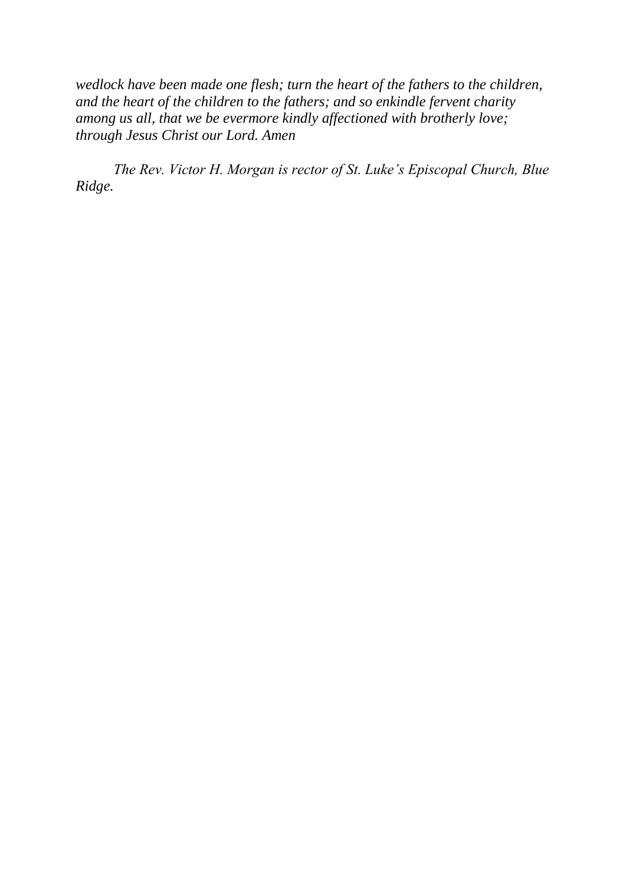*wedlock have been made one flesh; turn the heart of the fathers to the children, and the heart of the children to the fathers; and so enkindle fervent charity among us all, that we be evermore kindly affectioned with brotherly love; through Jesus Christ our Lord. Amen*

*The Rev. Victor H. Morgan is rector of St. Luke's Episcopal Church, Blue Ridge.*